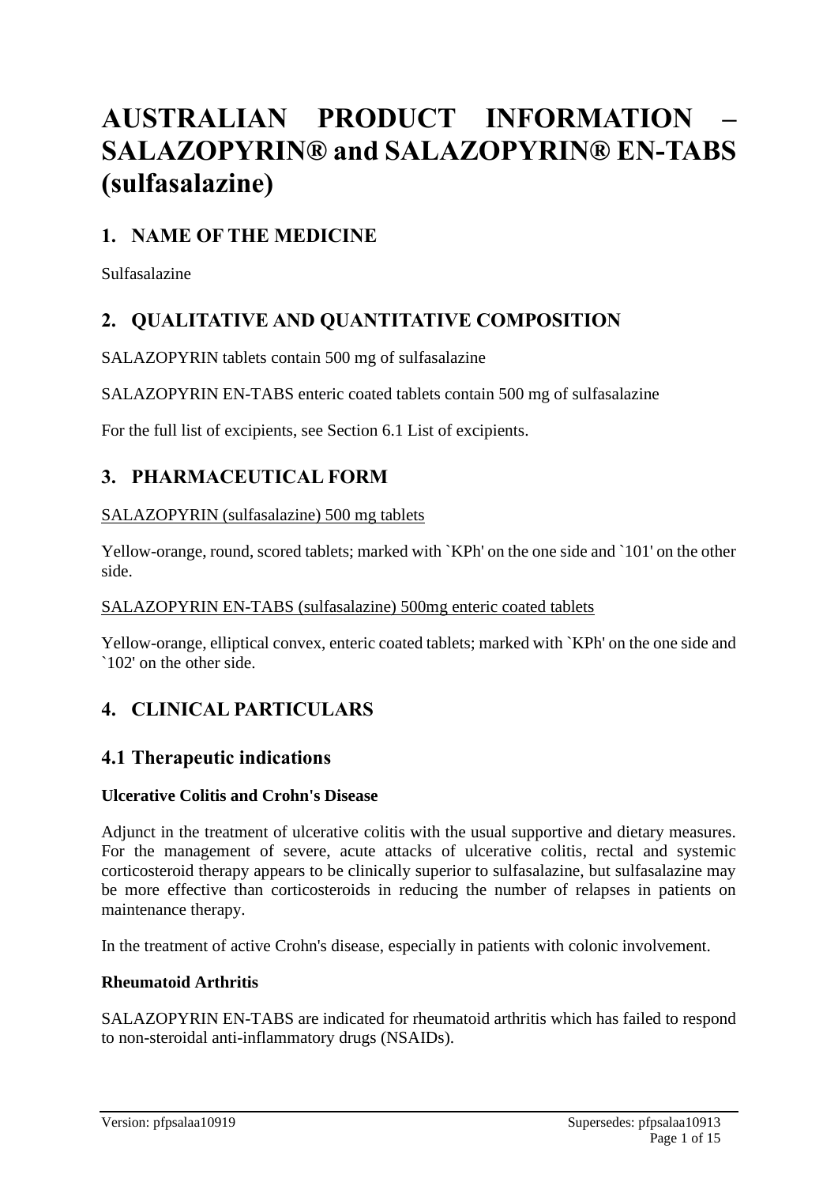# AUSTRALIAN PRODUCT INFORMATION – SALAZOPYRIN® and SALAZOPYRIN® EN-TABS (sulfasalazine)

## 1. NAME OF THE MEDICINE

Sulfasalazine

## 2. QUALITATIVE AND QUANTITATIVE COMPOSITION

SALAZOPYRIN tablets contain 500 mg of sulfasalazine

SALAZOPYRIN EN-TABS enteric coated tablets contain 500 mg of sulfasalazine

For the full list of excipients, see Section 6.1 List of excipients.

## 3. PHARMACEUTICAL FORM

SALAZOPYRIN (sulfasalazine) 500 mg tablets

Yellow-orange, round, scored tablets; marked with `KPh' on the one side and `101' on the other side.

SALAZOPYRIN EN-TABS (sulfasalazine) 500mg enteric coated tablets

Yellow-orange, elliptical convex, enteric coated tablets; marked with `KPh' on the one side and `102' on the other side.

## 4. CLINICAL PARTICULARS

## 4.1 Therapeutic indications

**Ulcerative Colitis and Crohn's Disease**

Adjunct in the treatment of ulcerative colitis with the usual supportive and dietary measures. For the management of severe, acute attacks of ulcerative colitis, rectal and systemic corticosteroid therapy appears to be clinically superior to sulfasalazine, but sulfasalazine may be more effective than corticosteroids in reducing the number of relapses in patients on maintenance therapy.

In the treatment of active Crohn's disease, especially in patients with colonic involvement.

**Rheumatoid Arthritis**

SALAZOPYRIN EN-TABS are indicated for rheumatoid arthritis which has failed to respond to non-steroidal anti-inflammatory drugs (NSAIDs).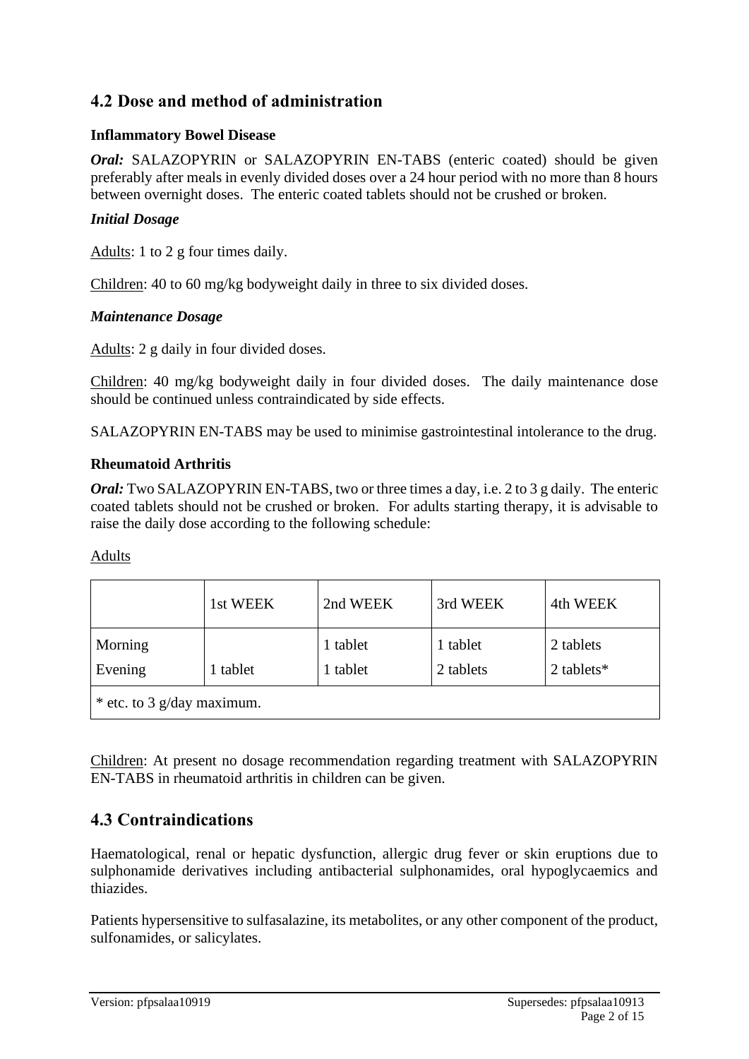## 4.2 Dose and method of administration

### Inflammatory Bowel Disease

***Oral:*** SALAZOPYRIN or SALAZOPYRIN EN-TABS (enteric coated) should be given preferably after meals in evenly divided doses over a 24 hour period with no more than 8 hours between overnight doses. The enteric coated tablets should not be crushed or broken.

#### *Initial Dosage*

Adults: 1 to 2 g four times daily.

Children: 40 to 60 mg/kg bodyweight daily in three to six divided doses.

#### *Maintenance Dosage*

Adults: 2 g daily in four divided doses.

Children: 40 mg/kg bodyweight daily in four divided doses. The daily maintenance dose should be continued unless contraindicated by side effects.

SALAZOPYRIN EN-TABS may be used to minimise gastrointestinal intolerance to the drug.

### Rheumatoid Arthritis

***Oral:*** Two SALAZOPYRIN EN-TABS, two or three times a day, i.e. 2 to 3 g daily. The enteric coated tablets should not be crushed or broken. For adults starting therapy, it is advisable to raise the daily dose according to the following schedule:

Adults

| | 1st WEEK | 2nd WEEK | 3rd WEEK | 4th WEEK |
|---|---|---|---|---|
| Morning | | 1 tablet | 1 tablet | 2 tablets |
| Evening | 1 tablet | 1 tablet | 2 tablets | 2 tablets* |
| * etc. to 3 g/day maximum. | | | | |

Children: At present no dosage recommendation regarding treatment with SALAZOPYRIN EN-TABS in rheumatoid arthritis in children can be given.

## 4.3 Contraindications

Haematological, renal or hepatic dysfunction, allergic drug fever or skin eruptions due to sulphonamide derivatives including antibacterial sulphonamides, oral hypoglycaemics and thiazides.

Patients hypersensitive to sulfasalazine, its metabolites, or any other component of the product, sulfonamides, or salicylates.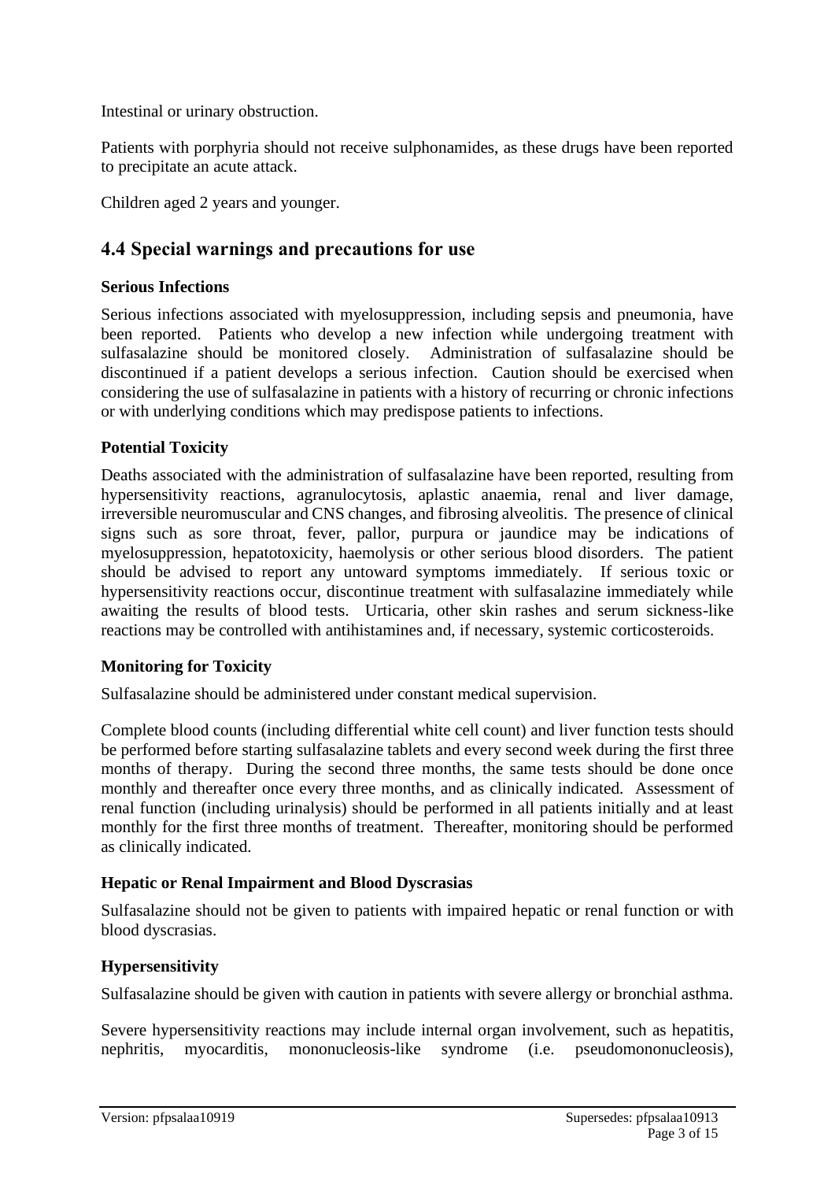Intestinal or urinary obstruction.

Patients with porphyria should not receive sulphonamides, as these drugs have been reported to precipitate an acute attack.

Children aged 2 years and younger.

## 4.4 Special warnings and precautions for use

### Serious Infections

Serious infections associated with myelosuppression, including sepsis and pneumonia, have been reported. Patients who develop a new infection while undergoing treatment with sulfasalazine should be monitored closely. Administration of sulfasalazine should be discontinued if a patient develops a serious infection. Caution should be exercised when considering the use of sulfasalazine in patients with a history of recurring or chronic infections or with underlying conditions which may predispose patients to infections.

### Potential Toxicity

Deaths associated with the administration of sulfasalazine have been reported, resulting from hypersensitivity reactions, agranulocytosis, aplastic anaemia, renal and liver damage, irreversible neuromuscular and CNS changes, and fibrosing alveolitis. The presence of clinical signs such as sore throat, fever, pallor, purpura or jaundice may be indications of myelosuppression, hepatotoxicity, haemolysis or other serious blood disorders. The patient should be advised to report any untoward symptoms immediately. If serious toxic or hypersensitivity reactions occur, discontinue treatment with sulfasalazine immediately while awaiting the results of blood tests. Urticaria, other skin rashes and serum sickness-like reactions may be controlled with antihistamines and, if necessary, systemic corticosteroids.

### Monitoring for Toxicity

Sulfasalazine should be administered under constant medical supervision.

Complete blood counts (including differential white cell count) and liver function tests should be performed before starting sulfasalazine tablets and every second week during the first three months of therapy. During the second three months, the same tests should be done once monthly and thereafter once every three months, and as clinically indicated. Assessment of renal function (including urinalysis) should be performed in all patients initially and at least monthly for the first three months of treatment. Thereafter, monitoring should be performed as clinically indicated.

### Hepatic or Renal Impairment and Blood Dyscrasias

Sulfasalazine should not be given to patients with impaired hepatic or renal function or with blood dyscrasias.

### Hypersensitivity

Sulfasalazine should be given with caution in patients with severe allergy or bronchial asthma.

Severe hypersensitivity reactions may include internal organ involvement, such as hepatitis, nephritis, myocarditis, mononucleosis-like syndrome (i.e. pseudomononucleosis),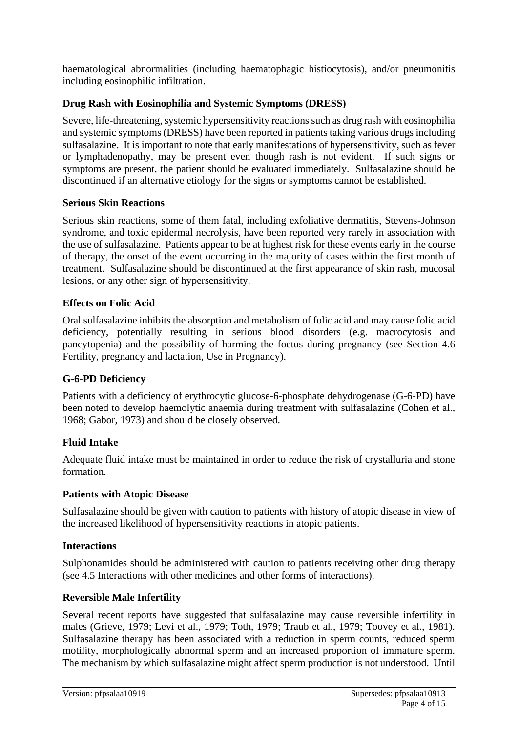haematological abnormalities (including haematophagic histiocytosis), and/or pneumonitis including eosinophilic infiltration.

**Drug Rash with Eosinophilia and Systemic Symptoms (DRESS)**

Severe, life-threatening, systemic hypersensitivity reactions such as drug rash with eosinophilia and systemic symptoms (DRESS) have been reported in patients taking various drugs including sulfasalazine. It is important to note that early manifestations of hypersensitivity, such as fever or lymphadenopathy, may be present even though rash is not evident. If such signs or symptoms are present, the patient should be evaluated immediately. Sulfasalazine should be discontinued if an alternative etiology for the signs or symptoms cannot be established.

**Serious Skin Reactions**

Serious skin reactions, some of them fatal, including exfoliative dermatitis, Stevens-Johnson syndrome, and toxic epidermal necrolysis, have been reported very rarely in association with the use of sulfasalazine. Patients appear to be at highest risk for these events early in the course of therapy, the onset of the event occurring in the majority of cases within the first month of treatment. Sulfasalazine should be discontinued at the first appearance of skin rash, mucosal lesions, or any other sign of hypersensitivity.

**Effects on Folic Acid**

Oral sulfasalazine inhibits the absorption and metabolism of folic acid and may cause folic acid deficiency, potentially resulting in serious blood disorders (e.g. macrocytosis and pancytopenia) and the possibility of harming the foetus during pregnancy (see Section 4.6 Fertility, pregnancy and lactation, Use in Pregnancy).

**G-6-PD Deficiency**

Patients with a deficiency of erythrocytic glucose-6-phosphate dehydrogenase (G-6-PD) have been noted to develop haemolytic anaemia during treatment with sulfasalazine (Cohen et al., 1968; Gabor, 1973) and should be closely observed.

**Fluid Intake**

Adequate fluid intake must be maintained in order to reduce the risk of crystalluria and stone formation.

**Patients with Atopic Disease**

Sulfasalazine should be given with caution to patients with history of atopic disease in view of the increased likelihood of hypersensitivity reactions in atopic patients.

**Interactions**

Sulphonamides should be administered with caution to patients receiving other drug therapy (see 4.5 Interactions with other medicines and other forms of interactions).

**Reversible Male Infertility**

Several recent reports have suggested that sulfasalazine may cause reversible infertility in males (Grieve, 1979; Levi et al., 1979; Toth, 1979; Traub et al., 1979; Toovey et al., 1981). Sulfasalazine therapy has been associated with a reduction in sperm counts, reduced sperm motility, morphologically abnormal sperm and an increased proportion of immature sperm. The mechanism by which sulfasalazine might affect sperm production is not understood. Until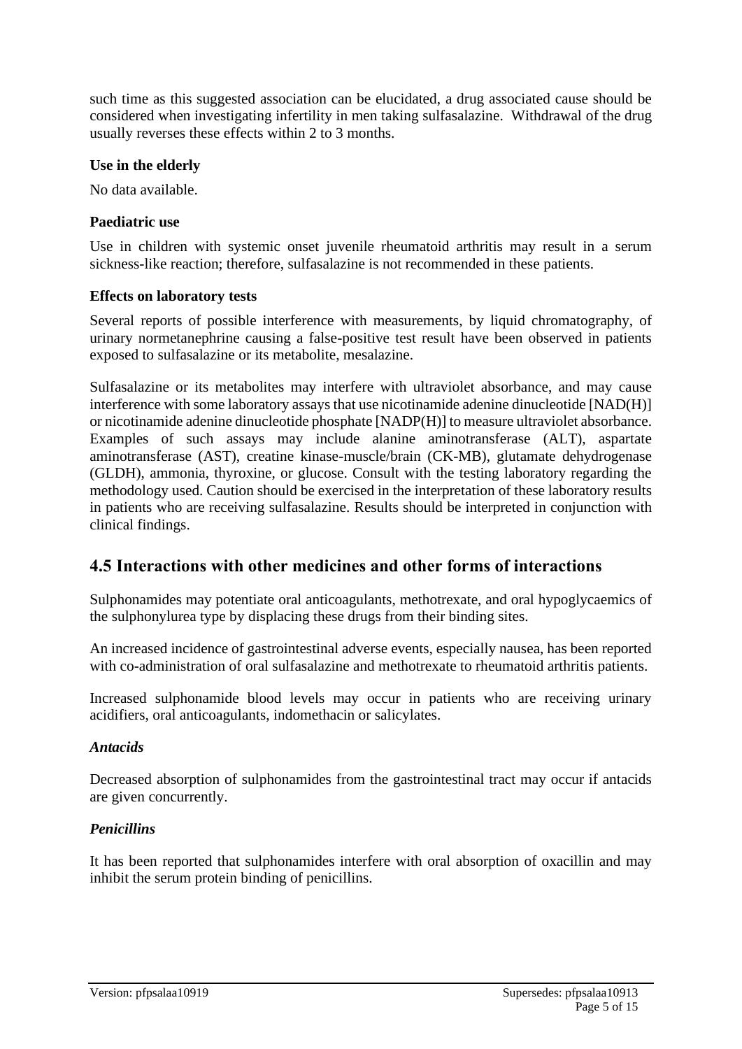such time as this suggested association can be elucidated, a drug associated cause should be considered when investigating infertility in men taking sulfasalazine. Withdrawal of the drug usually reverses these effects within 2 to 3 months.

**Use in the elderly**

No data available.

**Paediatric use**

Use in children with systemic onset juvenile rheumatoid arthritis may result in a serum sickness-like reaction; therefore, sulfasalazine is not recommended in these patients.

**Effects on laboratory tests**

Several reports of possible interference with measurements, by liquid chromatography, of urinary normetanephrine causing a false-positive test result have been observed in patients exposed to sulfasalazine or its metabolite, mesalazine.

Sulfasalazine or its metabolites may interfere with ultraviolet absorbance, and may cause interference with some laboratory assays that use nicotinamide adenine dinucleotide [NAD(H)] or nicotinamide adenine dinucleotide phosphate [NADP(H)] to measure ultraviolet absorbance. Examples of such assays may include alanine aminotransferase (ALT), aspartate aminotransferase (AST), creatine kinase-muscle/brain (CK-MB), glutamate dehydrogenase (GLDH), ammonia, thyroxine, or glucose. Consult with the testing laboratory regarding the methodology used. Caution should be exercised in the interpretation of these laboratory results in patients who are receiving sulfasalazine. Results should be interpreted in conjunction with clinical findings.

## 4.5 Interactions with other medicines and other forms of interactions

Sulphonamides may potentiate oral anticoagulants, methotrexate, and oral hypoglycaemics of the sulphonylurea type by displacing these drugs from their binding sites.

An increased incidence of gastrointestinal adverse events, especially nausea, has been reported with co-administration of oral sulfasalazine and methotrexate to rheumatoid arthritis patients.

Increased sulphonamide blood levels may occur in patients who are receiving urinary acidifiers, oral anticoagulants, indomethacin or salicylates.

***Antacids***

Decreased absorption of sulphonamides from the gastrointestinal tract may occur if antacids are given concurrently.

***Penicillins***

It has been reported that sulphonamides interfere with oral absorption of oxacillin and may inhibit the serum protein binding of penicillins.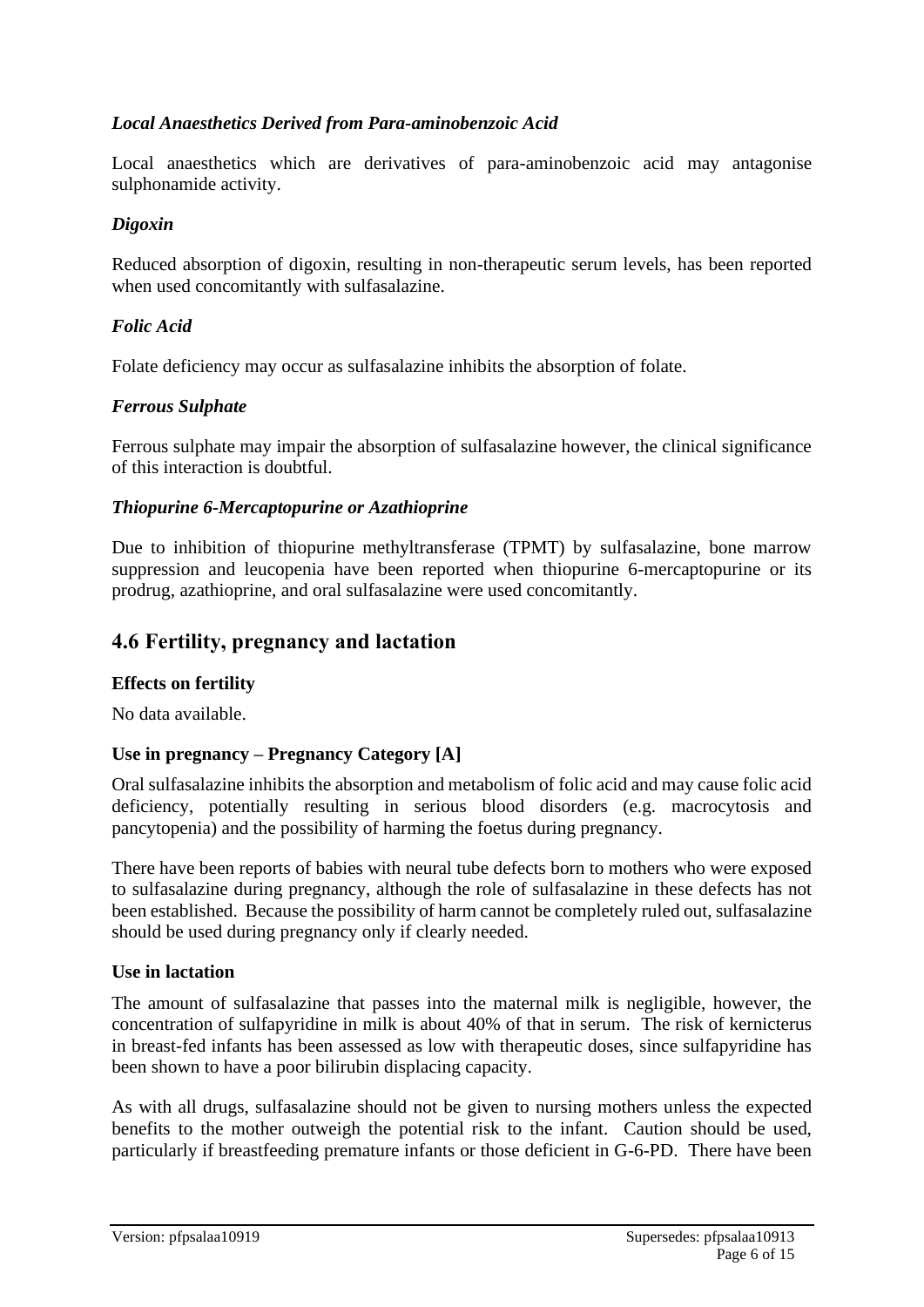### *Local Anaesthetics Derived from Para-aminobenzoic Acid*

Local anaesthetics which are derivatives of para-aminobenzoic acid may antagonise sulphonamide activity.

### *Digoxin*

Reduced absorption of digoxin, resulting in non-therapeutic serum levels, has been reported when used concomitantly with sulfasalazine.

### *Folic Acid*

Folate deficiency may occur as sulfasalazine inhibits the absorption of folate.

### *Ferrous Sulphate*

Ferrous sulphate may impair the absorption of sulfasalazine however, the clinical significance of this interaction is doubtful.

### *Thiopurine 6-Mercaptopurine or Azathioprine*

Due to inhibition of thiopurine methyltransferase (TPMT) by sulfasalazine, bone marrow suppression and leucopenia have been reported when thiopurine 6-mercaptopurine or its prodrug, azathioprine, and oral sulfasalazine were used concomitantly.

## 4.6 Fertility, pregnancy and lactation

### Effects on fertility

No data available.

### Use in pregnancy – Pregnancy Category [A]

Oral sulfasalazine inhibits the absorption and metabolism of folic acid and may cause folic acid deficiency, potentially resulting in serious blood disorders (e.g. macrocytosis and pancytopenia) and the possibility of harming the foetus during pregnancy.

There have been reports of babies with neural tube defects born to mothers who were exposed to sulfasalazine during pregnancy, although the role of sulfasalazine in these defects has not been established. Because the possibility of harm cannot be completely ruled out, sulfasalazine should be used during pregnancy only if clearly needed.

### Use in lactation

The amount of sulfasalazine that passes into the maternal milk is negligible, however, the concentration of sulfapyridine in milk is about 40% of that in serum. The risk of kernicterus in breast-fed infants has been assessed as low with therapeutic doses, since sulfapyridine has been shown to have a poor bilirubin displacing capacity.

As with all drugs, sulfasalazine should not be given to nursing mothers unless the expected benefits to the mother outweigh the potential risk to the infant. Caution should be used, particularly if breastfeeding premature infants or those deficient in G-6-PD. There have been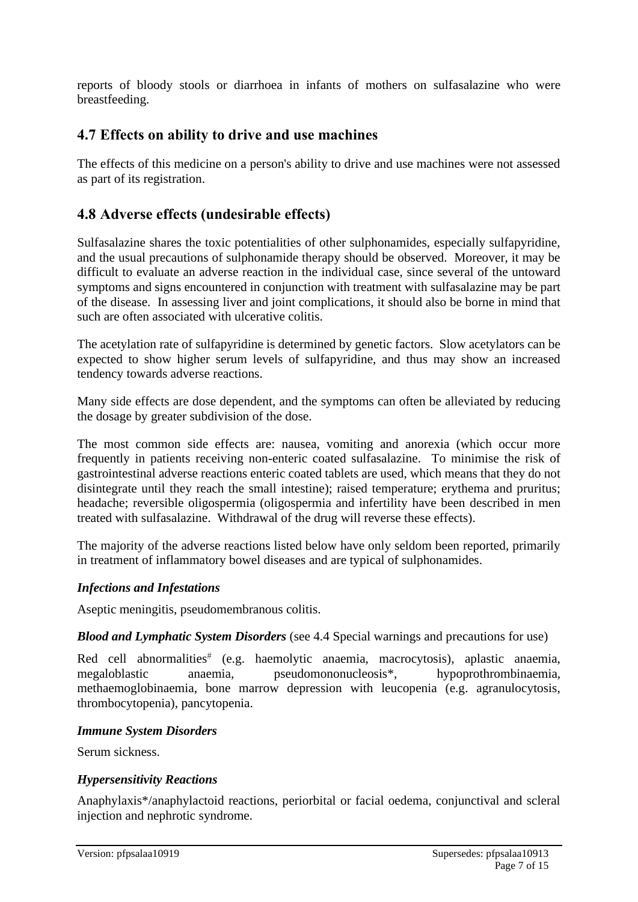reports of bloody stools or diarrhoea in infants of mothers on sulfasalazine who were breastfeeding.

## 4.7 Effects on ability to drive and use machines

The effects of this medicine on a person's ability to drive and use machines were not assessed as part of its registration.

## 4.8 Adverse effects (undesirable effects)

Sulfasalazine shares the toxic potentialities of other sulphonamides, especially sulfapyridine, and the usual precautions of sulphonamide therapy should be observed. Moreover, it may be difficult to evaluate an adverse reaction in the individual case, since several of the untoward symptoms and signs encountered in conjunction with treatment with sulfasalazine may be part of the disease. In assessing liver and joint complications, it should also be borne in mind that such are often associated with ulcerative colitis.

The acetylation rate of sulfapyridine is determined by genetic factors. Slow acetylators can be expected to show higher serum levels of sulfapyridine, and thus may show an increased tendency towards adverse reactions.

Many side effects are dose dependent, and the symptoms can often be alleviated by reducing the dosage by greater subdivision of the dose.

The most common side effects are: nausea, vomiting and anorexia (which occur more frequently in patients receiving non-enteric coated sulfasalazine. To minimise the risk of gastrointestinal adverse reactions enteric coated tablets are used, which means that they do not disintegrate until they reach the small intestine); raised temperature; erythema and pruritus; headache; reversible oligospermia (oligospermia and infertility have been described in men treated with sulfasalazine. Withdrawal of the drug will reverse these effects).

The majority of the adverse reactions listed below have only seldom been reported, primarily in treatment of inflammatory bowel diseases and are typical of sulphonamides.

### *Infections and Infestations*

Aseptic meningitis, pseudomembranous colitis.

***Blood and Lymphatic System Disorders*** (see 4.4 Special warnings and precautions for use)

Red cell abnormalities# (e.g. haemolytic anaemia, macrocytosis), aplastic anaemia, megaloblastic anaemia, pseudomononucleosis*, hypoprothrombinaemia, methaemoglobinaemia, bone marrow depression with leucopenia (e.g. agranulocytosis, thrombocytopenia), pancytopenia.

### *Immune System Disorders*

Serum sickness.

### *Hypersensitivity Reactions*

Anaphylaxis*/anaphylactoid reactions, periorbital or facial oedema, conjunctival and scleral injection and nephrotic syndrome.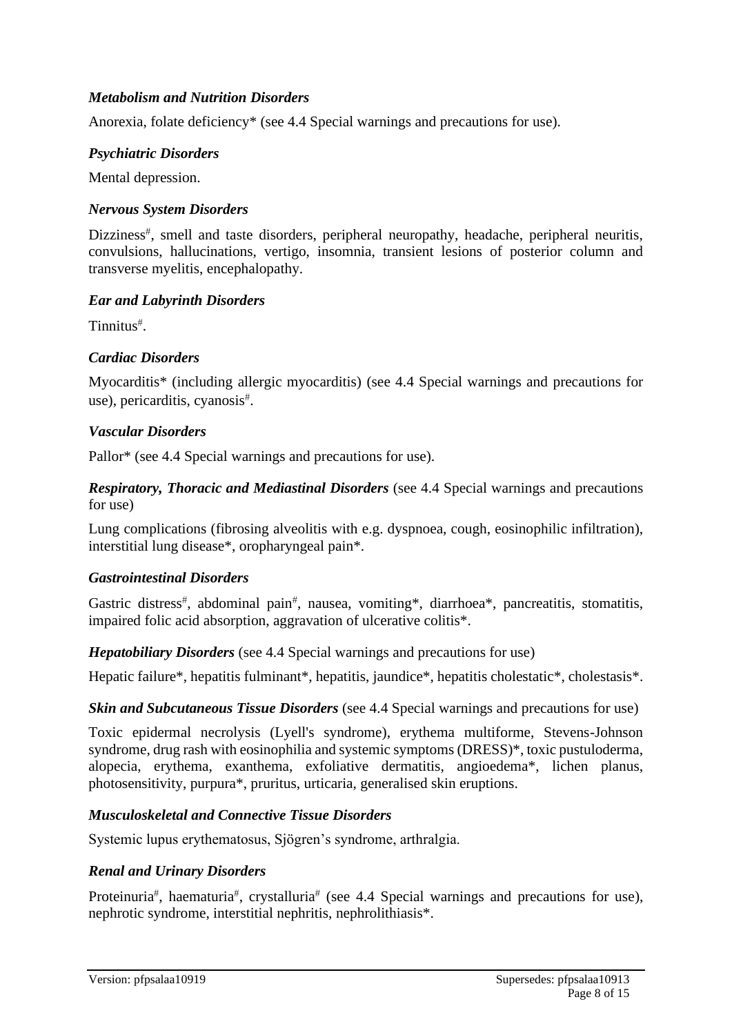*Metabolism and Nutrition Disorders*

Anorexia, folate deficiency* (see 4.4 Special warnings and precautions for use).

*Psychiatric Disorders*

Mental depression.

*Nervous System Disorders*

Dizziness#, smell and taste disorders, peripheral neuropathy, headache, peripheral neuritis, convulsions, hallucinations, vertigo, insomnia, transient lesions of posterior column and transverse myelitis, encephalopathy.

*Ear and Labyrinth Disorders*

Tinnitus#.

*Cardiac Disorders*

Myocarditis* (including allergic myocarditis) (see 4.4 Special warnings and precautions for use), pericarditis, cyanosis#.

*Vascular Disorders*

Pallor* (see 4.4 Special warnings and precautions for use).

***Respiratory, Thoracic and Mediastinal Disorders*** (see 4.4 Special warnings and precautions for use)

Lung complications (fibrosing alveolitis with e.g. dyspnoea, cough, eosinophilic infiltration), interstitial lung disease*, oropharyngeal pain*.

*Gastrointestinal Disorders*

Gastric distress#, abdominal pain#, nausea, vomiting*, diarrhoea*, pancreatitis, stomatitis, impaired folic acid absorption, aggravation of ulcerative colitis*.

***Hepatobiliary Disorders*** (see 4.4 Special warnings and precautions for use)

Hepatic failure*, hepatitis fulminant*, hepatitis, jaundice*, hepatitis cholestatic*, cholestasis*.

***Skin and Subcutaneous Tissue Disorders*** (see 4.4 Special warnings and precautions for use)

Toxic epidermal necrolysis (Lyell's syndrome), erythema multiforme, Stevens-Johnson syndrome, drug rash with eosinophilia and systemic symptoms (DRESS)*, toxic pustuloderma, alopecia, erythema, exanthema, exfoliative dermatitis, angioedema*, lichen planus, photosensitivity, purpura*, pruritus, urticaria, generalised skin eruptions.

*Musculoskeletal and Connective Tissue Disorders*

Systemic lupus erythematosus, Sjögren's syndrome, arthralgia.

*Renal and Urinary Disorders*

Proteinuria#, haematuria#, crystalluria# (see 4.4 Special warnings and precautions for use), nephrotic syndrome, interstitial nephritis, nephrolithiasis*.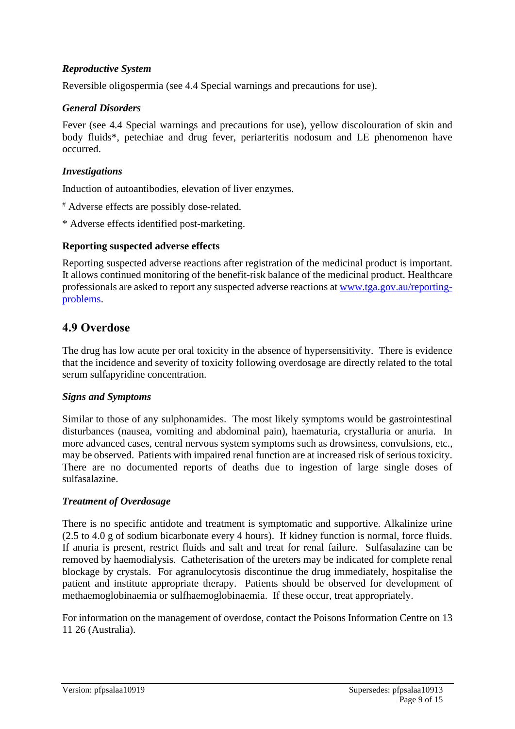### *Reproductive System*

Reversible oligospermia (see 4.4 Special warnings and precautions for use).

### *General Disorders*

Fever (see 4.4 Special warnings and precautions for use), yellow discolouration of skin and body fluids*, petechiae and drug fever, periarteritis nodosum and LE phenomenon have occurred.

### *Investigations*

Induction of autoantibodies, elevation of liver enzymes.

[#] Adverse effects are possibly dose-related.

* Adverse effects identified post-marketing.

**Reporting suspected adverse effects**

Reporting suspected adverse reactions after registration of the medicinal product is important. It allows continued monitoring of the benefit-risk balance of the medicinal product. Healthcare professionals are asked to report any suspected adverse reactions at [www.tga.gov.au/reporting-problems](http://www.tga.gov.au/reporting-problems).

## 4.9 Overdose

The drug has low acute per oral toxicity in the absence of hypersensitivity. There is evidence that the incidence and severity of toxicity following overdosage are directly related to the total serum sulfapyridine concentration.

### *Signs and Symptoms*

Similar to those of any sulphonamides. The most likely symptoms would be gastrointestinal disturbances (nausea, vomiting and abdominal pain), haematuria, crystalluria or anuria. In more advanced cases, central nervous system symptoms such as drowsiness, convulsions, etc., may be observed. Patients with impaired renal function are at increased risk of serious toxicity. There are no documented reports of deaths due to ingestion of large single doses of sulfasalazine.

### *Treatment of Overdosage*

There is no specific antidote and treatment is symptomatic and supportive. Alkalinize urine (2.5 to 4.0 g of sodium bicarbonate every 4 hours). If kidney function is normal, force fluids. If anuria is present, restrict fluids and salt and treat for renal failure. Sulfasalazine can be removed by haemodialysis. Catheterisation of the ureters may be indicated for complete renal blockage by crystals. For agranulocytosis discontinue the drug immediately, hospitalise the patient and institute appropriate therapy. Patients should be observed for development of methaemoglobinaemia or sulfhaemoglobinaemia. If these occur, treat appropriately.

For information on the management of overdose, contact the Poisons Information Centre on 13 11 26 (Australia).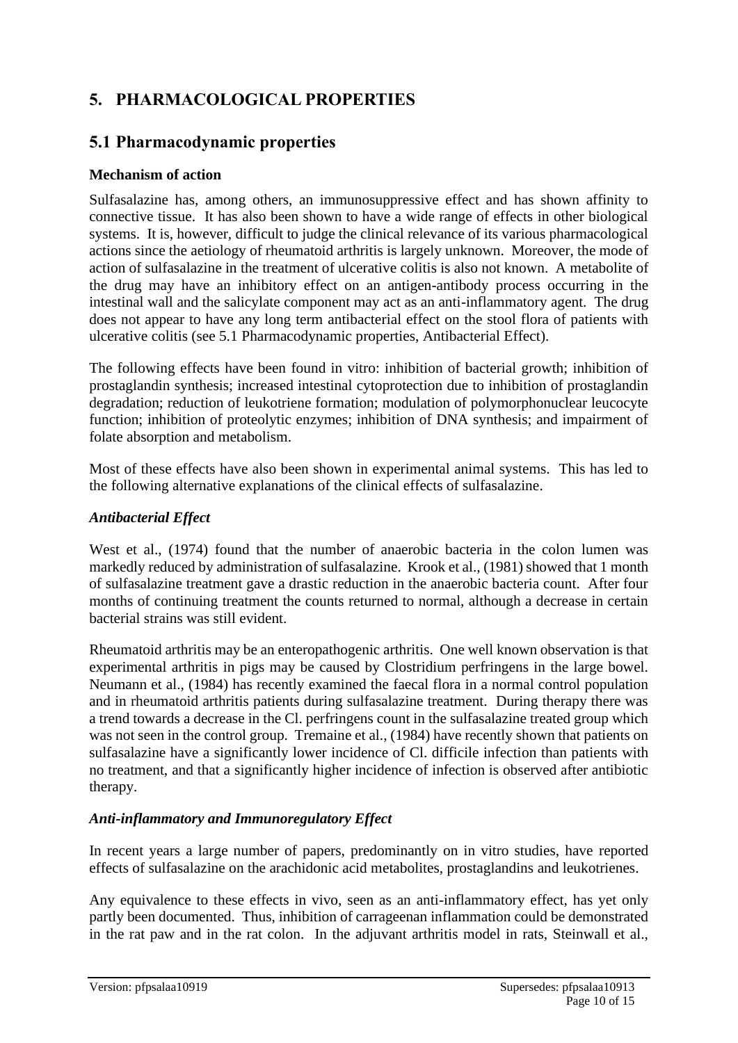# 5. PHARMACOLOGICAL PROPERTIES

## 5.1 Pharmacodynamic properties

### Mechanism of action

Sulfasalazine has, among others, an immunosuppressive effect and has shown affinity to connective tissue. It has also been shown to have a wide range of effects in other biological systems. It is, however, difficult to judge the clinical relevance of its various pharmacological actions since the aetiology of rheumatoid arthritis is largely unknown. Moreover, the mode of action of sulfasalazine in the treatment of ulcerative colitis is also not known. A metabolite of the drug may have an inhibitory effect on an antigen-antibody process occurring in the intestinal wall and the salicylate component may act as an anti-inflammatory agent. The drug does not appear to have any long term antibacterial effect on the stool flora of patients with ulcerative colitis (see 5.1 Pharmacodynamic properties, Antibacterial Effect).

The following effects have been found in vitro: inhibition of bacterial growth; inhibition of prostaglandin synthesis; increased intestinal cytoprotection due to inhibition of prostaglandin degradation; reduction of leukotriene formation; modulation of polymorphonuclear leucocyte function; inhibition of proteolytic enzymes; inhibition of DNA synthesis; and impairment of folate absorption and metabolism.

Most of these effects have also been shown in experimental animal systems. This has led to the following alternative explanations of the clinical effects of sulfasalazine.

### *Antibacterial Effect*

West et al., (1974) found that the number of anaerobic bacteria in the colon lumen was markedly reduced by administration of sulfasalazine. Krook et al., (1981) showed that 1 month of sulfasalazine treatment gave a drastic reduction in the anaerobic bacteria count. After four months of continuing treatment the counts returned to normal, although a decrease in certain bacterial strains was still evident.

Rheumatoid arthritis may be an enteropathogenic arthritis. One well known observation is that experimental arthritis in pigs may be caused by Clostridium perfringens in the large bowel. Neumann et al., (1984) has recently examined the faecal flora in a normal control population and in rheumatoid arthritis patients during sulfasalazine treatment. During therapy there was a trend towards a decrease in the Cl. perfringens count in the sulfasalazine treated group which was not seen in the control group. Tremaine et al., (1984) have recently shown that patients on sulfasalazine have a significantly lower incidence of Cl. difficile infection than patients with no treatment, and that a significantly higher incidence of infection is observed after antibiotic therapy.

### *Anti-inflammatory and Immunoregulatory Effect*

In recent years a large number of papers, predominantly on in vitro studies, have reported effects of sulfasalazine on the arachidonic acid metabolites, prostaglandins and leukotrienes.

Any equivalence to these effects in vivo, seen as an anti-inflammatory effect, has yet only partly been documented. Thus, inhibition of carrageenan inflammation could be demonstrated in the rat paw and in the rat colon. In the adjuvant arthritis model in rats, Steinwall et al.,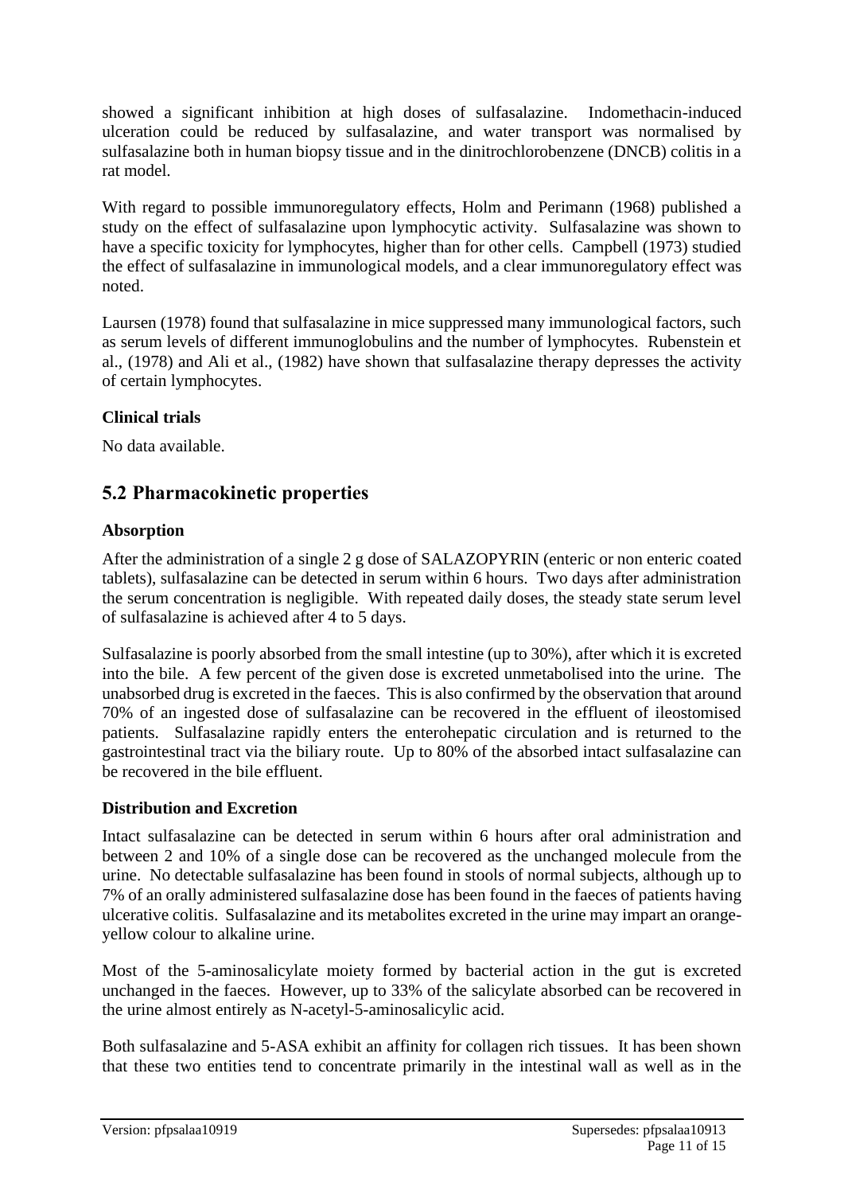showed a significant inhibition at high doses of sulfasalazine. Indomethacin-induced ulceration could be reduced by sulfasalazine, and water transport was normalised by sulfasalazine both in human biopsy tissue and in the dinitrochlorobenzene (DNCB) colitis in a rat model.

With regard to possible immunoregulatory effects, Holm and Perimann (1968) published a study on the effect of sulfasalazine upon lymphocytic activity. Sulfasalazine was shown to have a specific toxicity for lymphocytes, higher than for other cells. Campbell (1973) studied the effect of sulfasalazine in immunological models, and a clear immunoregulatory effect was noted.

Laursen (1978) found that sulfasalazine in mice suppressed many immunological factors, such as serum levels of different immunoglobulins and the number of lymphocytes. Rubenstein et al., (1978) and Ali et al., (1982) have shown that sulfasalazine therapy depresses the activity of certain lymphocytes.

### Clinical trials

No data available.

## 5.2 Pharmacokinetic properties

### Absorption

After the administration of a single 2 g dose of SALAZOPYRIN (enteric or non enteric coated tablets), sulfasalazine can be detected in serum within 6 hours. Two days after administration the serum concentration is negligible. With repeated daily doses, the steady state serum level of sulfasalazine is achieved after 4 to 5 days.

Sulfasalazine is poorly absorbed from the small intestine (up to 30%), after which it is excreted into the bile. A few percent of the given dose is excreted unmetabolised into the urine. The unabsorbed drug is excreted in the faeces. This is also confirmed by the observation that around 70% of an ingested dose of sulfasalazine can be recovered in the effluent of ileostomised patients. Sulfasalazine rapidly enters the enterohepatic circulation and is returned to the gastrointestinal tract via the biliary route. Up to 80% of the absorbed intact sulfasalazine can be recovered in the bile effluent.

### Distribution and Excretion

Intact sulfasalazine can be detected in serum within 6 hours after oral administration and between 2 and 10% of a single dose can be recovered as the unchanged molecule from the urine. No detectable sulfasalazine has been found in stools of normal subjects, although up to 7% of an orally administered sulfasalazine dose has been found in the faeces of patients having ulcerative colitis. Sulfasalazine and its metabolites excreted in the urine may impart an orange-yellow colour to alkaline urine.

Most of the 5-aminosalicylate moiety formed by bacterial action in the gut is excreted unchanged in the faeces. However, up to 33% of the salicylate absorbed can be recovered in the urine almost entirely as N-acetyl-5-aminosalicylic acid.

Both sulfasalazine and 5-ASA exhibit an affinity for collagen rich tissues. It has been shown that these two entities tend to concentrate primarily in the intestinal wall as well as in the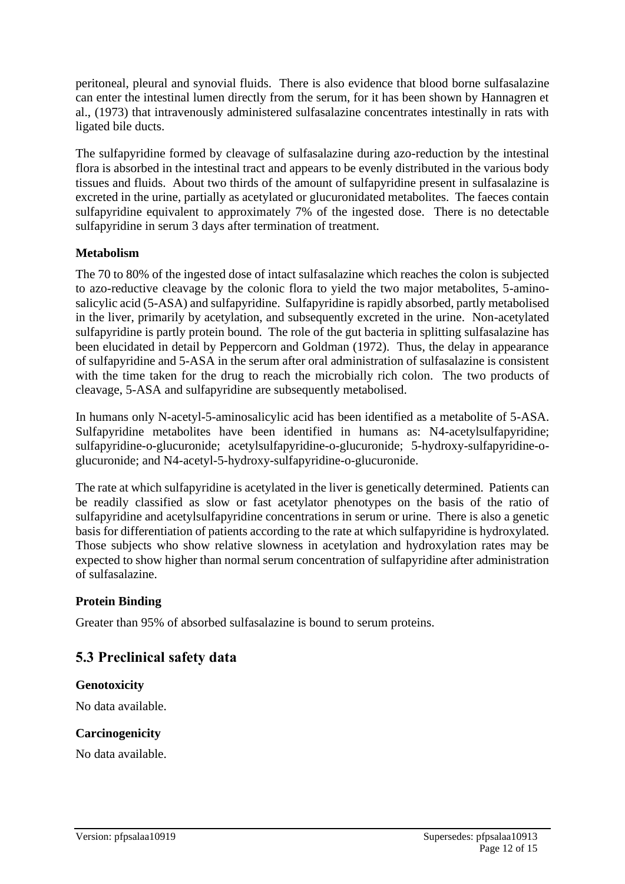peritoneal, pleural and synovial fluids. There is also evidence that blood borne sulfasalazine can enter the intestinal lumen directly from the serum, for it has been shown by Hannagren et al., (1973) that intravenously administered sulfasalazine concentrates intestinally in rats with ligated bile ducts.

The sulfapyridine formed by cleavage of sulfasalazine during azo-reduction by the intestinal flora is absorbed in the intestinal tract and appears to be evenly distributed in the various body tissues and fluids. About two thirds of the amount of sulfapyridine present in sulfasalazine is excreted in the urine, partially as acetylated or glucuronidated metabolites. The faeces contain sulfapyridine equivalent to approximately 7% of the ingested dose. There is no detectable sulfapyridine in serum 3 days after termination of treatment.

### Metabolism

The 70 to 80% of the ingested dose of intact sulfasalazine which reaches the colon is subjected to azo-reductive cleavage by the colonic flora to yield the two major metabolites, 5-aminosalicylic acid (5-ASA) and sulfapyridine. Sulfapyridine is rapidly absorbed, partly metabolised in the liver, primarily by acetylation, and subsequently excreted in the urine. Non-acetylated sulfapyridine is partly protein bound. The role of the gut bacteria in splitting sulfasalazine has been elucidated in detail by Peppercorn and Goldman (1972). Thus, the delay in appearance of sulfapyridine and 5-ASA in the serum after oral administration of sulfasalazine is consistent with the time taken for the drug to reach the microbially rich colon. The two products of cleavage, 5-ASA and sulfapyridine are subsequently metabolised.

In humans only N-acetyl-5-aminosalicylic acid has been identified as a metabolite of 5-ASA. Sulfapyridine metabolites have been identified in humans as: N4-acetylsulfapyridine; sulfapyridine-o-glucuronide; acetylsulfapyridine-o-glucuronide; 5-hydroxy-sulfapyridine-o-glucuronide; and N4-acetyl-5-hydroxy-sulfapyridine-o-glucuronide.

The rate at which sulfapyridine is acetylated in the liver is genetically determined. Patients can be readily classified as slow or fast acetylator phenotypes on the basis of the ratio of sulfapyridine and acetylsulfapyridine concentrations in serum or urine. There is also a genetic basis for differentiation of patients according to the rate at which sulfapyridine is hydroxylated. Those subjects who show relative slowness in acetylation and hydroxylation rates may be expected to show higher than normal serum concentration of sulfapyridine after administration of sulfasalazine.

### Protein Binding

Greater than 95% of absorbed sulfasalazine is bound to serum proteins.

## 5.3 Preclinical safety data

### Genotoxicity

No data available.

### Carcinogenicity

No data available.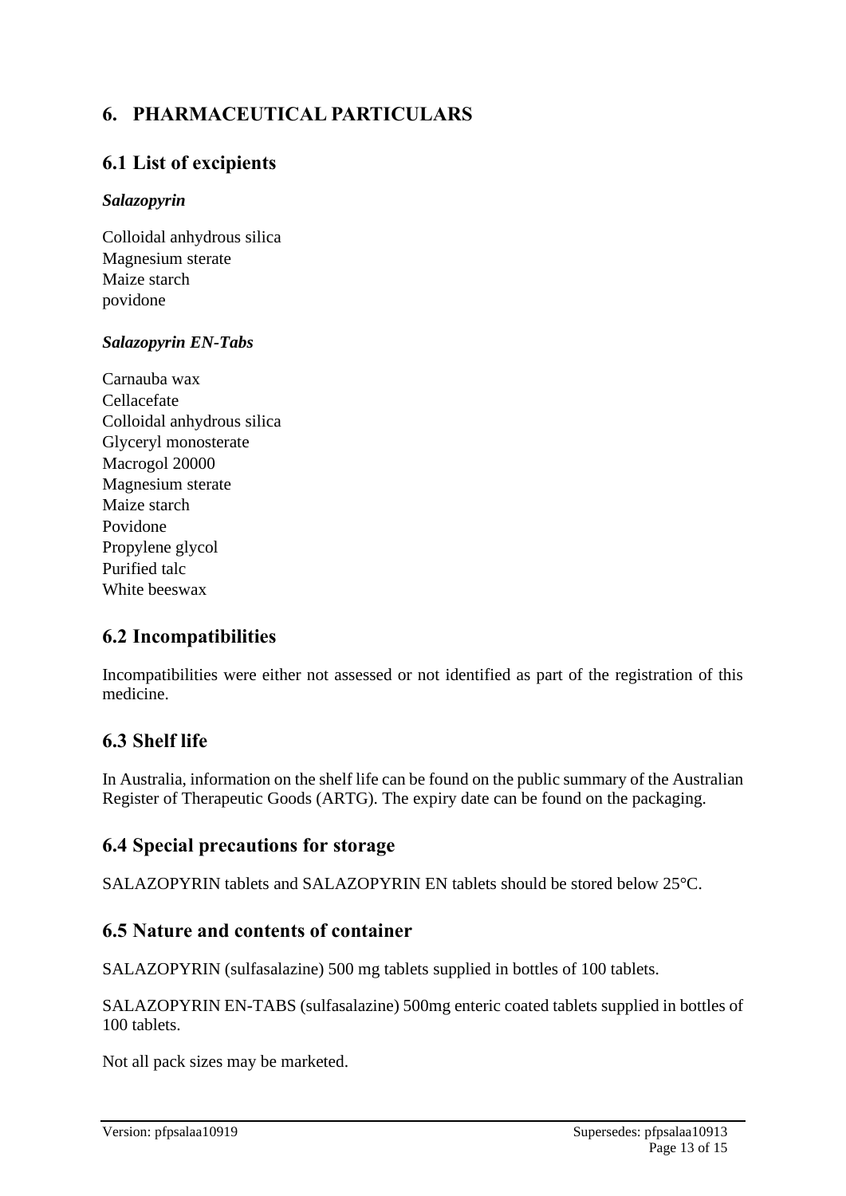# 6. PHARMACEUTICAL PARTICULARS

## 6.1 List of excipients

***Salazopyrin***

Colloidal anhydrous silica
Magnesium sterate
Maize starch
povidone

***Salazopyrin EN-Tabs***

Carnauba wax
Cellacefate
Colloidal anhydrous silica
Glyceryl monosterate
Macrogol 20000
Magnesium sterate
Maize starch
Povidone
Propylene glycol
Purified talc
White beeswax

## 6.2 Incompatibilities

Incompatibilities were either not assessed or not identified as part of the registration of this medicine.

## 6.3 Shelf life

In Australia, information on the shelf life can be found on the public summary of the Australian Register of Therapeutic Goods (ARTG). The expiry date can be found on the packaging.

## 6.4 Special precautions for storage

SALAZOPYRIN tablets and SALAZOPYRIN EN tablets should be stored below 25°C.

## 6.5 Nature and contents of container

SALAZOPYRIN (sulfasalazine) 500 mg tablets supplied in bottles of 100 tablets.

SALAZOPYRIN EN-TABS (sulfasalazine) 500mg enteric coated tablets supplied in bottles of 100 tablets.

Not all pack sizes may be marketed.

Version: pfpsalaa10919 Supersedes: pfpsalaa10913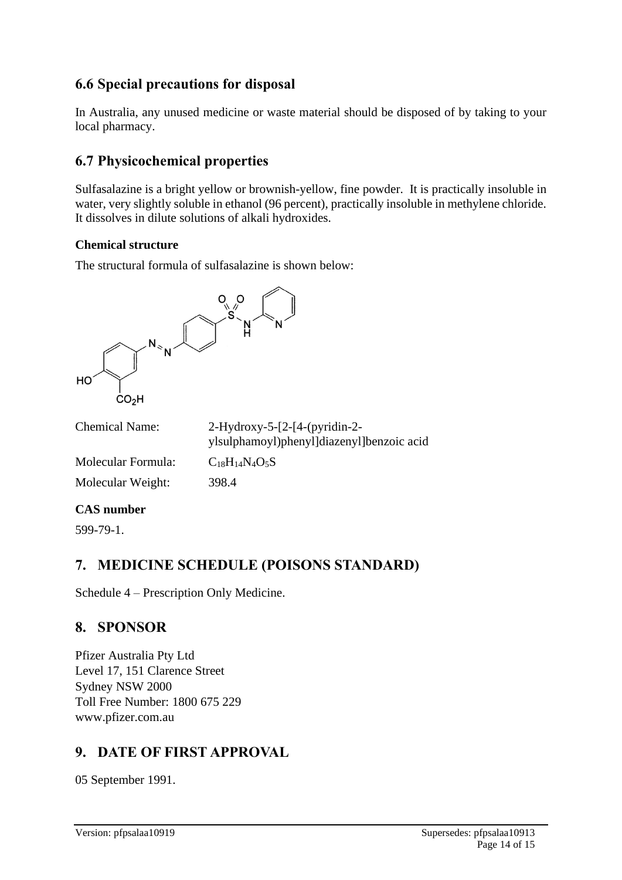## 6.6 Special precautions for disposal

In Australia, any unused medicine or waste material should be disposed of by taking to your local pharmacy.

## 6.7 Physicochemical properties

Sulfasalazine is a bright yellow or brownish-yellow, fine powder. It is practically insoluble in water, very slightly soluble in ethanol (96 percent), practically insoluble in methylene chloride. It dissolves in dilute solutions of alkali hydroxides.

### Chemical structure

The structural formula of sulfasalazine is shown below:

| | |
|---|---|
| Chemical Name: | 2-Hydroxy-5-[2-[4-(pyridin-2-ylsulphamoyl)phenyl]diazenyl]benzoic acid |
| Molecular Formula: | $C_{18}H_{14}N_4O_5S$ |
| Molecular Weight: | 398.4 |

### CAS number

599-79-1.

# 7. MEDICINE SCHEDULE (POISONS STANDARD)

Schedule 4 – Prescription Only Medicine.

# 8. SPONSOR

Pfizer Australia Pty Ltd
Level 17, 151 Clarence Street
Sydney NSW 2000
Toll Free Number: 1800 675 229
www.pfizer.com.au

# 9. DATE OF FIRST APPROVAL

05 September 1991.

Version: pfpsalaa10919 Supersedes: pfpsalaa10913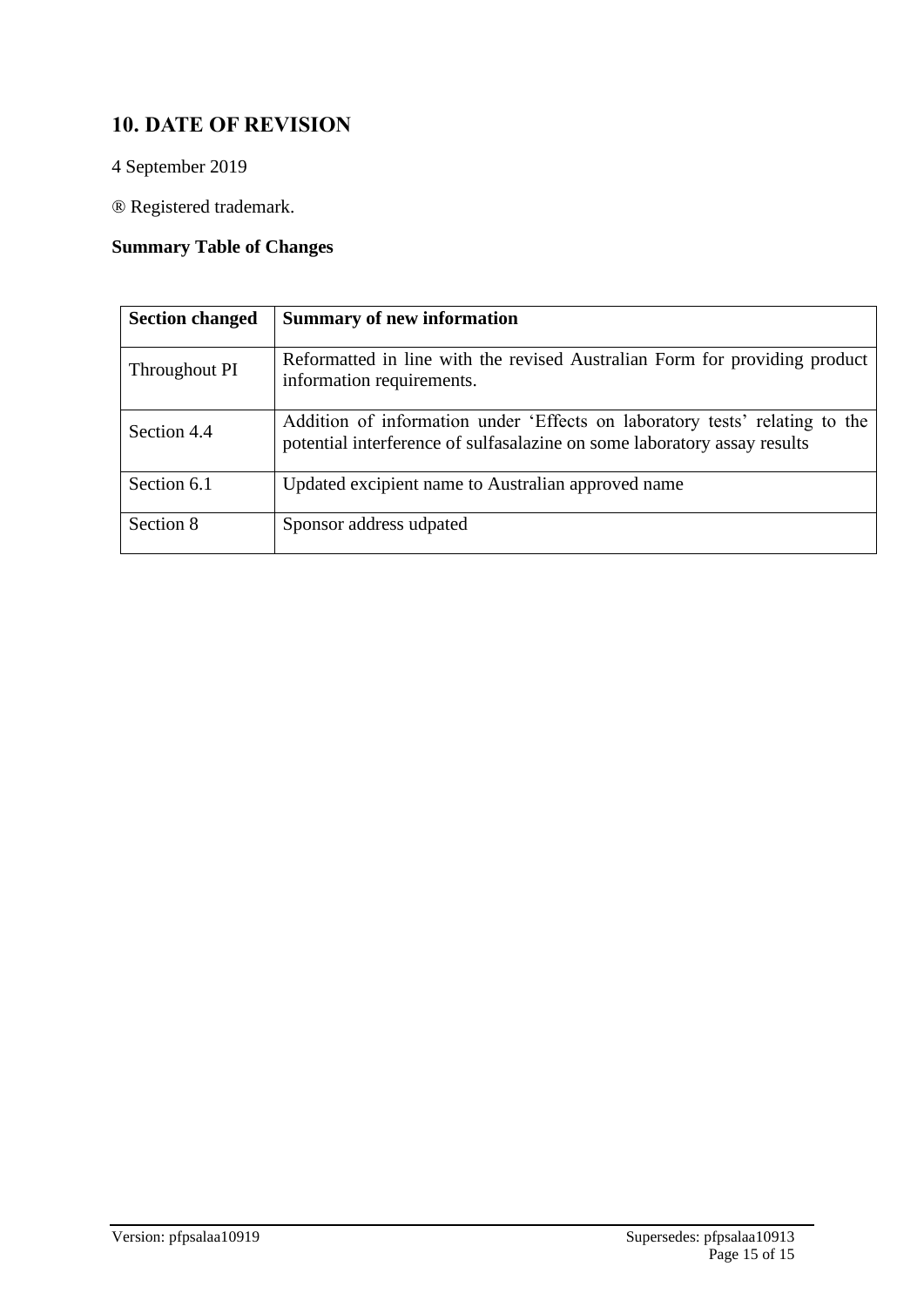## 10. DATE OF REVISION

4 September 2019

® Registered trademark.

**Summary Table of Changes**

| Section changed | Summary of new information |
|---|---|
| Throughout PI | Reformatted in line with the revised Australian Form for providing product information requirements. |
| Section 4.4 | Addition of information under 'Effects on laboratory tests' relating to the potential interference of sulfasalazine on some laboratory assay results |
| Section 6.1 | Updated excipient name to Australian approved name |
| Section 8 | Sponsor address udpated |

Version: pfpsalaa10919

Supersedes: pfpsalaa10913